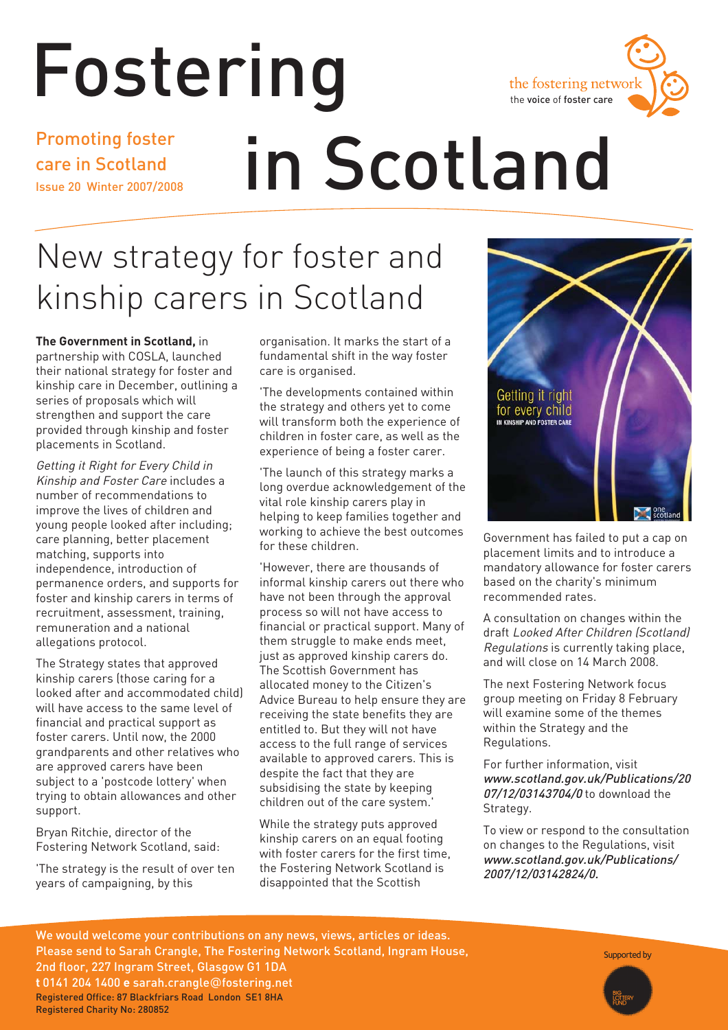# Fostering in Scotland

Promoting foster care in Scotland
Issue 20 Winter 2007/2008

the fostering network
the voice of foster care

## New strategy for foster and kinship carers in Scotland

**The Government in Scotland,** in partnership with COSLA, launched their national strategy for foster and kinship care in December, outlining a series of proposals which will strengthen and support the care provided through kinship and foster placements in Scotland.

*Getting it Right for Every Child in Kinship and Foster Care* includes a number of recommendations to improve the lives of children and young people looked after including; care planning, better placement matching, supports into independence, introduction of permanence orders, and supports for foster and kinship carers in terms of recruitment, assessment, training, remuneration and a national allegations protocol.

The Strategy states that approved kinship carers (those caring for a looked after and accommodated child) will have access to the same level of financial and practical support as foster carers. Until now, the 2000 grandparents and other relatives who are approved carers have been subject to a 'postcode lottery' when trying to obtain allowances and other support.

Bryan Ritchie, director of the Fostering Network Scotland, said:

'The strategy is the result of over ten years of campaigning, by this organisation. It marks the start of a fundamental shift in the way foster care is organised.

'The developments contained within the strategy and others yet to come will transform both the experience of children in foster care, as well as the experience of being a foster carer.

'The launch of this strategy marks a long overdue acknowledgement of the vital role kinship carers play in helping to keep families together and working to achieve the best outcomes for these children.

'However, there are thousands of informal kinship carers out there who have not been through the approval process so will not have access to financial or practical support. Many of them struggle to make ends meet, just as approved kinship carers do. The Scottish Government has allocated money to the Citizen's Advice Bureau to help ensure they are receiving the state benefits they are entitled to. But they will not have access to the full range of services available to approved carers. This is despite the fact that they are subsidising the state by keeping children out of the care system.'

While the strategy puts approved kinship carers on an equal footing with foster carers for the first time, the Fostering Network Scotland is disappointed that the Scottish Government has failed to put a cap on placement limits and to introduce a mandatory allowance for foster carers based on the charity's minimum recommended rates.

A consultation on changes within the draft *Looked After Children (Scotland) Regulations* is currently taking place, and will close on 14 March 2008.

The next Fostering Network focus group meeting on Friday 8 February will examine some of the themes within the Strategy and the Regulations.

For further information, visit *www.scotland.gov.uk/Publications/2007/12/03143704/0* to download the Strategy.

To view or respond to the consultation on changes to the Regulations, visit *www.scotland.gov.uk/Publications/2007/12/03142824/0.*

We would welcome your contributions on any news, views, articles or ideas. Please send to Sarah Crangle, The Fostering Network Scotland, Ingram House, 2nd floor, 227 Ingram Street, Glasgow G1 1DA
**t** 0141 204 1400 **e** sarah.crangle@fostering.net
Registered Office: 87 Blackfriars Road London SE1 8HA
Registered Charity No: 280852

Supported by Big Lottery Fund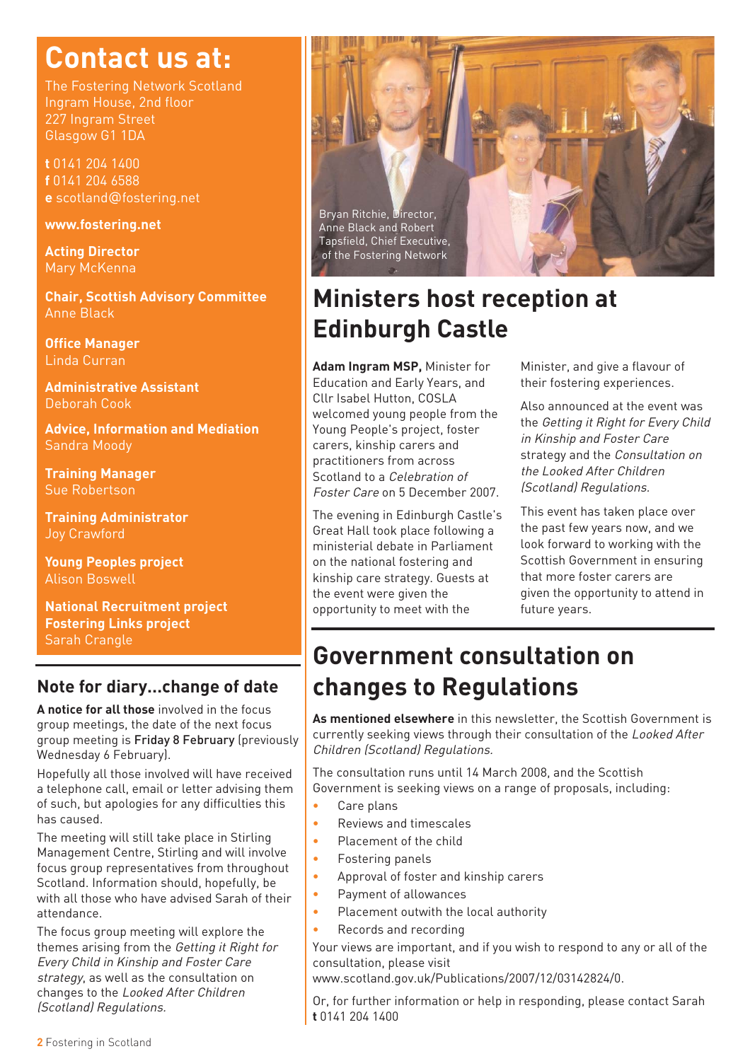# Contact us at:

The Fostering Network Scotland
Ingram House, 2nd floor
227 Ingram Street
Glasgow G1 1DA

**t** 0141 204 1400
**f** 0141 204 6588
**e** scotland@fostering.net

**www.fostering.net**

**Acting Director**
Mary McKenna

**Chair, Scottish Advisory Committee**
Anne Black

**Office Manager**
Linda Curran

**Administrative Assistant**
Deborah Cook

**Advice, Information and Mediation**
Sandra Moody

**Training Manager**
Sue Robertson

**Training Administrator**
Joy Crawford

**Young Peoples project**
Alison Boswell

**National Recruitment project**
**Fostering Links project**
Sarah Crangle

## Note for diary...change of date

**A notice for all those** involved in the focus group meetings, the date of the next focus group meeting is **Friday 8 February** (previously Wednesday 6 February).

Hopefully all those involved will have received a telephone call, email or letter advising them of such, but apologies for any difficulties this has caused.

The meeting will still take place in Stirling Management Centre, Stirling and will involve focus group representatives from throughout Scotland. Information should, hopefully, be with all those who have advised Sarah of their attendance.

The focus group meeting will explore the themes arising from the *Getting it Right for Every Child in Kinship and Foster Care strategy*, as well as the consultation on changes to the *Looked After Children (Scotland) Regulations.*

Bryan Ritchie, Director, Anne Black and Robert Tapsfield, Chief Executive, of the Fostering Network

# Ministers host reception at Edinburgh Castle

**Adam Ingram MSP,** Minister for Education and Early Years, and Cllr Isabel Hutton, COSLA welcomed young people from the Young People's project, foster carers, kinship carers and practitioners from across Scotland to a *Celebration of Foster Care* on 5 December 2007.

The evening in Edinburgh Castle's Great Hall took place following a ministerial debate in Parliament on the national fostering and kinship care strategy. Guests at the event were given the opportunity to meet with the Minister, and give a flavour of their fostering experiences.

Also announced at the event was the *Getting it Right for Every Child in Kinship and Foster Care* strategy and the *Consultation on the Looked After Children (Scotland) Regulations.*

This event has taken place over the past few years now, and we look forward to working with the Scottish Government in ensuring that more foster carers are given the opportunity to attend in future years.

# Government consultation on changes to Regulations

**As mentioned elsewhere** in this newsletter, the Scottish Government is currently seeking views through their consultation of the *Looked After Children (Scotland) Regulations.*

The consultation runs until 14 March 2008, and the Scottish Government is seeking views on a range of proposals, including:

- Care plans
- Reviews and timescales
- Placement of the child
- Fostering panels
- Approval of foster and kinship carers
- Payment of allowances
- Placement outwith the local authority
- Records and recording

Your views are important, and if you wish to respond to any or all of the consultation, please visit www.scotland.gov.uk/Publications/2007/12/03142824/0.

Or, for further information or help in responding, please contact Sarah **t** 0141 204 1400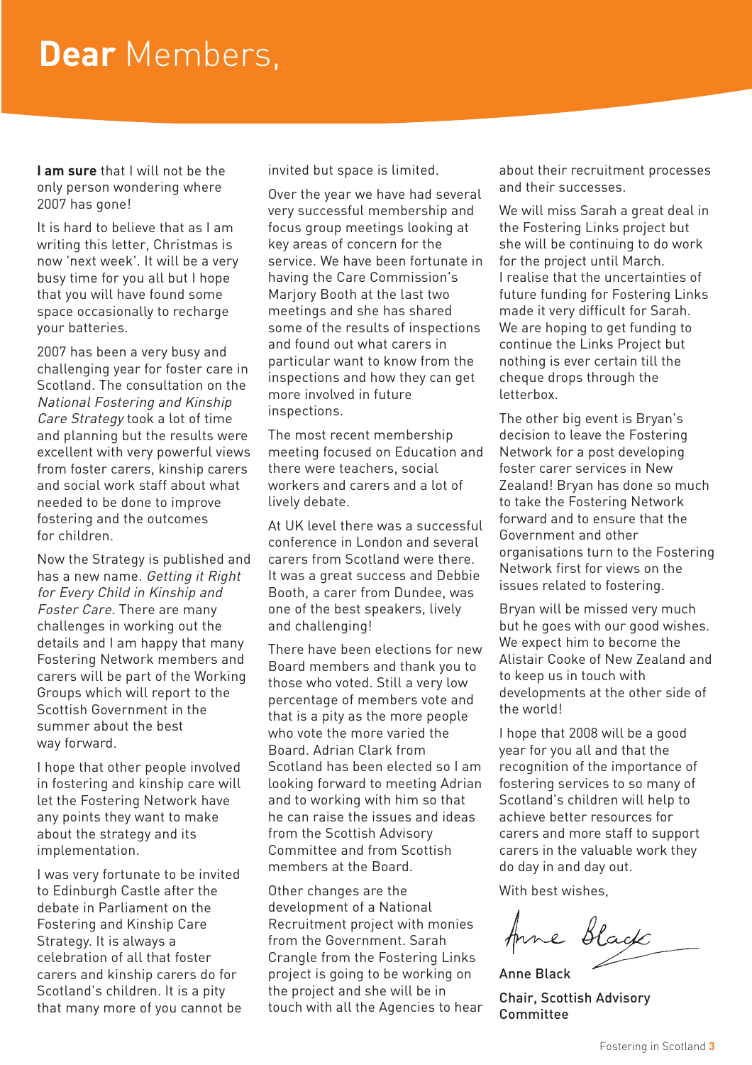# **Dear** Members,

**I am sure** that I will not be the only person wondering where 2007 has gone!

It is hard to believe that as I am writing this letter, Christmas is now 'next week'. It will be a very busy time for you all but I hope that you will have found some space occasionally to recharge your batteries.

2007 has been a very busy and challenging year for foster care in Scotland. The consultation on the *National Fostering and Kinship Care Strategy* took a lot of time and planning but the results were excellent with very powerful views from foster carers, kinship carers and social work staff about what needed to be done to improve fostering and the outcomes for children.

Now the Strategy is published and has a new name. *Getting it Right for Every Child in Kinship and Foster Care.* There are many challenges in working out the details and I am happy that many Fostering Network members and carers will be part of the Working Groups which will report to the Scottish Government in the summer about the best way forward.

I hope that other people involved in fostering and kinship care will let the Fostering Network have any points they want to make about the strategy and its implementation.

I was very fortunate to be invited to Edinburgh Castle after the debate in Parliament on the Fostering and Kinship Care Strategy. It is always a celebration of all that foster carers and kinship carers do for Scotland's children. It is a pity that many more of you cannot be invited but space is limited.

Over the year we have had several very successful membership and focus group meetings looking at key areas of concern for the service. We have been fortunate in having the Care Commission's Marjory Booth at the last two meetings and she has shared some of the results of inspections and found out what carers in particular want to know from the inspections and how they can get more involved in future inspections.

The most recent membership meeting focused on Education and there were teachers, social workers and carers and a lot of lively debate.

At UK level there was a successful conference in London and several carers from Scotland were there. It was a great success and Debbie Booth, a carer from Dundee, was one of the best speakers, lively and challenging!

There have been elections for new Board members and thank you to those who voted. Still a very low percentage of members vote and that is a pity as the more people who vote the more varied the Board. Adrian Clark from Scotland has been elected so I am looking forward to meeting Adrian and to working with him so that he can raise the issues and ideas from the Scottish Advisory Committee and from Scottish members at the Board.

Other changes are the development of a National Recruitment project with monies from the Government. Sarah Crangle from the Fostering Links project is going to be working on the project and she will be in touch with all the Agencies to hear about their recruitment processes and their successes.

We will miss Sarah a great deal in the Fostering Links project but she will be continuing to do work for the project until March. I realise that the uncertainties of future funding for Fostering Links made it very difficult for Sarah. We are hoping to get funding to continue the Links Project but nothing is ever certain till the cheque drops through the letterbox.

The other big event is Bryan's decision to leave the Fostering Network for a post developing foster carer services in New Zealand! Bryan has done so much to take the Fostering Network forward and to ensure that the Government and other organisations turn to the Fostering Network first for views on the issues related to fostering.

Bryan will be missed very much but he goes with our good wishes. We expect him to become the Alistair Cooke of New Zealand and to keep us in touch with developments at the other side of the world!

I hope that 2008 will be a good year for you all and that the recognition of the importance of fostering services to so many of Scotland's children will help to achieve better resources for carers and more staff to support carers in the valuable work they do day in and day out.

With best wishes,

Anne Black

Anne Black

**Chair, Scottish Advisory Committee**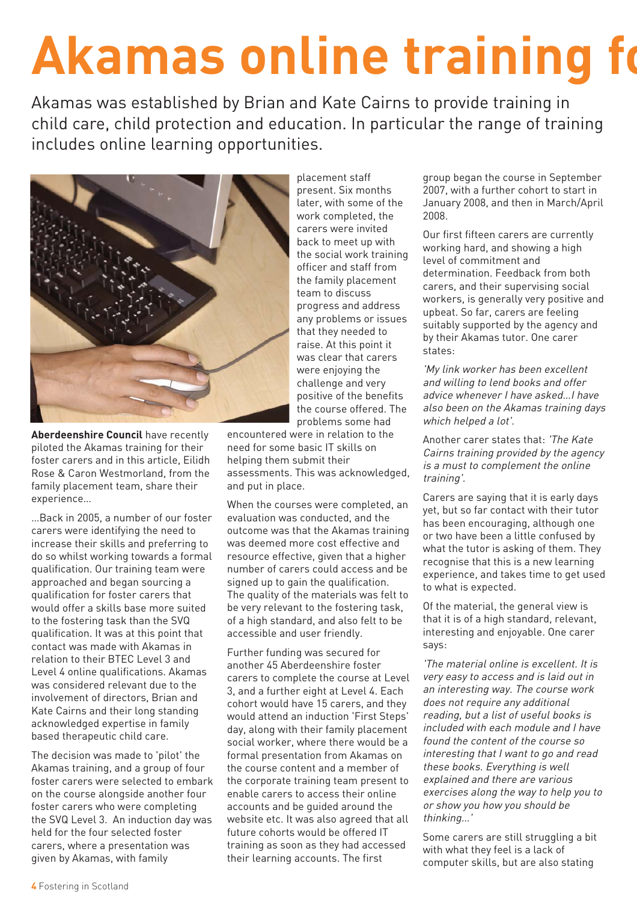# Akamas online training fo

Akamas was established by Brian and Kate Cairns to provide training in child care, child protection and education. In particular the range of training includes online learning opportunities.

**Aberdeenshire Council** have recently piloted the Akamas training for their foster carers and in this article, Eilidh Rose & Caron Westmorland, from the family placement team, share their experience...

...Back in 2005, a number of our foster carers were identifying the need to increase their skills and preferring to do so whilst working towards a formal qualification. Our training team were approached and began sourcing a qualification for foster carers that would offer a skills base more suited to the fostering task than the SVQ qualification. It was at this point that contact was made with Akamas in relation to their BTEC Level 3 and Level 4 online qualifications. Akamas was considered relevant due to the involvement of directors, Brian and Kate Cairns and their long standing acknowledged expertise in family based therapeutic child care.

The decision was made to 'pilot' the Akamas training, and a group of four foster carers were selected to embark on the course alongside another four foster carers who were completing the SVQ Level 3. An induction day was held for the four selected foster carers, where a presentation was given by Akamas, with family placement staff present. Six months later, with some of the work completed, the carers were invited back to meet up with the social work training officer and staff from the family placement team to discuss progress and address any problems or issues that they needed to raise. At this point it was clear that carers were enjoying the challenge and very positive of the benefits the course offered. The problems some had encountered were in relation to the need for some basic IT skills on helping them submit their assessments. This was acknowledged, and put in place.

When the courses were completed, an evaluation was conducted, and the outcome was that the Akamas training was deemed more cost effective and resource effective, given that a higher number of carers could access and be signed up to gain the qualification. The quality of the materials was felt to be very relevant to the fostering task, of a high standard, and also felt to be accessible and user friendly.

Further funding was secured for another 45 Aberdeenshire foster carers to complete the course at Level 3, and a further eight at Level 4. Each cohort would have 15 carers, and they would attend an induction 'First Steps' day, along with their family placement social worker, where there would be a formal presentation from Akamas on the course content and a member of the corporate training team present to enable carers to access their online accounts and be guided around the website etc. It was also agreed that all future cohorts would be offered IT training as soon as they had accessed their learning accounts. The first group began the course in September 2007, with a further cohort to start in January 2008, and then in March/April 2008.

Our first fifteen carers are currently working hard, and showing a high level of commitment and determination. Feedback from both carers, and their supervising social workers, is generally very positive and upbeat. So far, carers are feeling suitably supported by the agency and by their Akamas tutor. One carer states:

*'My link worker has been excellent and willing to lend books and offer advice whenever I have asked...I have also been on the Akamas training days which helped a lot'.*

Another carer states that: *'The Kate Cairns training provided by the agency is a must to complement the online training'.*

Carers are saying that it is early days yet, but so far contact with their tutor has been encouraging, although one or two have been a little confused by what the tutor is asking of them. They recognise that this is a new learning experience, and takes time to get used to what is expected.

Of the material, the general view is that it is of a high standard, relevant, interesting and enjoyable. One carer says:

*'The material online is excellent. It is very easy to access and is laid out in an interesting way. The course work does not require any additional reading, but a list of useful books is included with each module and I have found the content of the course so interesting that I want to go and read these books. Everything is well explained and there are various exercises along the way to help you to or show you how you should be thinking...'*

Some carers are still struggling a bit with what they feel is a lack of computer skills, but are also stating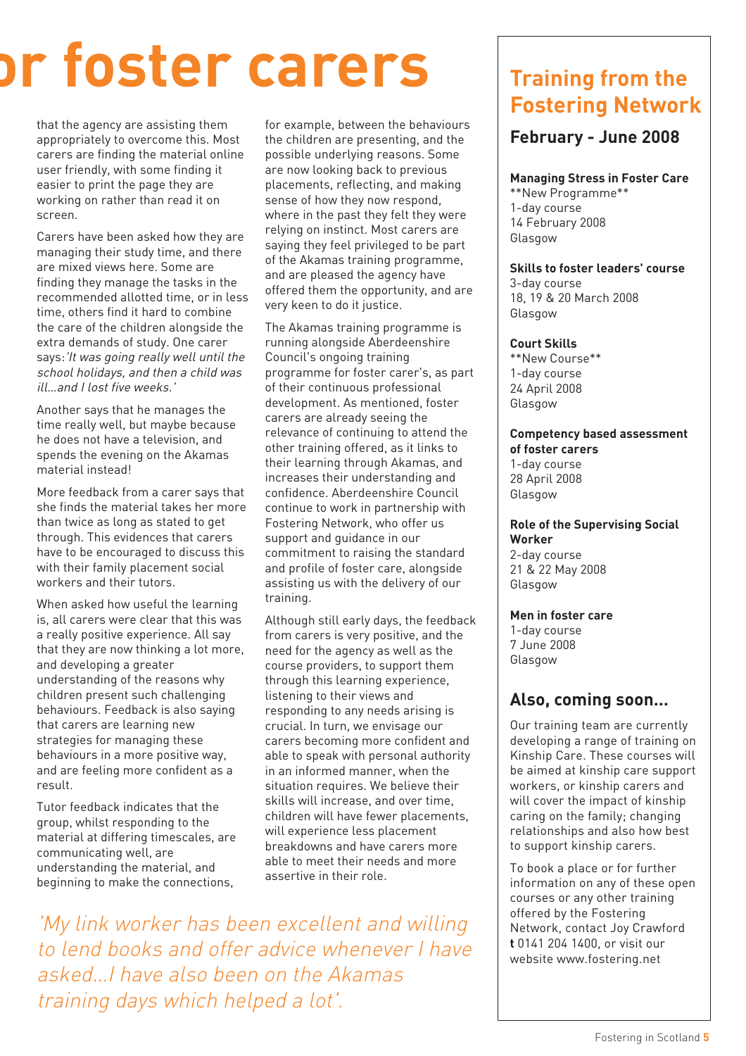# or foster carers

that the agency are assisting them appropriately to overcome this. Most carers are finding the material online user friendly, with some finding it easier to print the page they are working on rather than read it on screen.

Carers have been asked how they are managing their study time, and there are mixed views here. Some are finding they manage the tasks in the recommended allotted time, or in less time, others find it hard to combine the care of the children alongside the extra demands of study. One carer says: *'It was going really well until the school holidays, and then a child was ill…and I lost five weeks.'*

Another says that he manages the time really well, but maybe because he does not have a television, and spends the evening on the Akamas material instead!

More feedback from a carer says that she finds the material takes her more than twice as long as stated to get through. This evidences that carers have to be encouraged to discuss this with their family placement social workers and their tutors.

When asked how useful the learning is, all carers were clear that this was a really positive experience. All say that they are now thinking a lot more, and developing a greater understanding of the reasons why children present such challenging behaviours. Feedback is also saying that carers are learning new strategies for managing these behaviours in a more positive way, and are feeling more confident as a result.

Tutor feedback indicates that the group, whilst responding to the material at differing timescales, are communicating well, are understanding the material, and beginning to make the connections, for example, between the behaviours the children are presenting, and the possible underlying reasons. Some are now looking back to previous placements, reflecting, and making sense of how they now respond, where in the past they felt they were relying on instinct. Most carers are saying they feel privileged to be part of the Akamas training programme, and are pleased the agency have offered them the opportunity, and are very keen to do it justice.

The Akamas training programme is running alongside Aberdeenshire Council's ongoing training programme for foster carer's, as part of their continuous professional development. As mentioned, foster carers are already seeing the relevance of continuing to attend the other training offered, as it links to their learning through Akamas, and increases their understanding and confidence. Aberdeenshire Council continue to work in partnership with Fostering Network, who offer us support and guidance in our commitment to raising the standard and profile of foster care, alongside assisting us with the delivery of our training.

Although still early days, the feedback from carers is very positive, and the need for the agency as well as the course providers, to support them through this learning experience, listening to their views and responding to any needs arising is crucial. In turn, we envisage our carers becoming more confident and able to speak with personal authority in an informed manner, when the situation requires. We believe their skills will increase, and over time, children will have fewer placements, will experience less placement breakdowns and have carers more able to meet their needs and more assertive in their role.

*'My link worker has been excellent and willing to lend books and offer advice whenever I have asked…I have also been on the Akamas training days which helped a lot'.*

## Training from the Fostering Network

### February - June 2008

**Managing Stress in Foster Care**
**New Programme**
1-day course
14 February 2008
Glasgow

**Skills to foster leaders' course**
3-day course
18, 19 & 20 March 2008
Glasgow

**Court Skills**
**New Course**
1-day course
24 April 2008
Glasgow

**Competency based assessment of foster carers**
1-day course
28 April 2008
Glasgow

**Role of the Supervising Social Worker**
2-day course
21 & 22 May 2008
Glasgow

**Men in foster care**
1-day course
7 June 2008
Glasgow

### Also, coming soon...

Our training team are currently developing a range of training on Kinship Care. These courses will be aimed at kinship care support workers, or kinship carers and will cover the impact of kinship caring on the family; changing relationships and also how best to support kinship carers.

To book a place or for further information on any of these open courses or any other training offered by the Fostering Network, contact Joy Crawford **t** 0141 204 1400, or visit our website www.fostering.net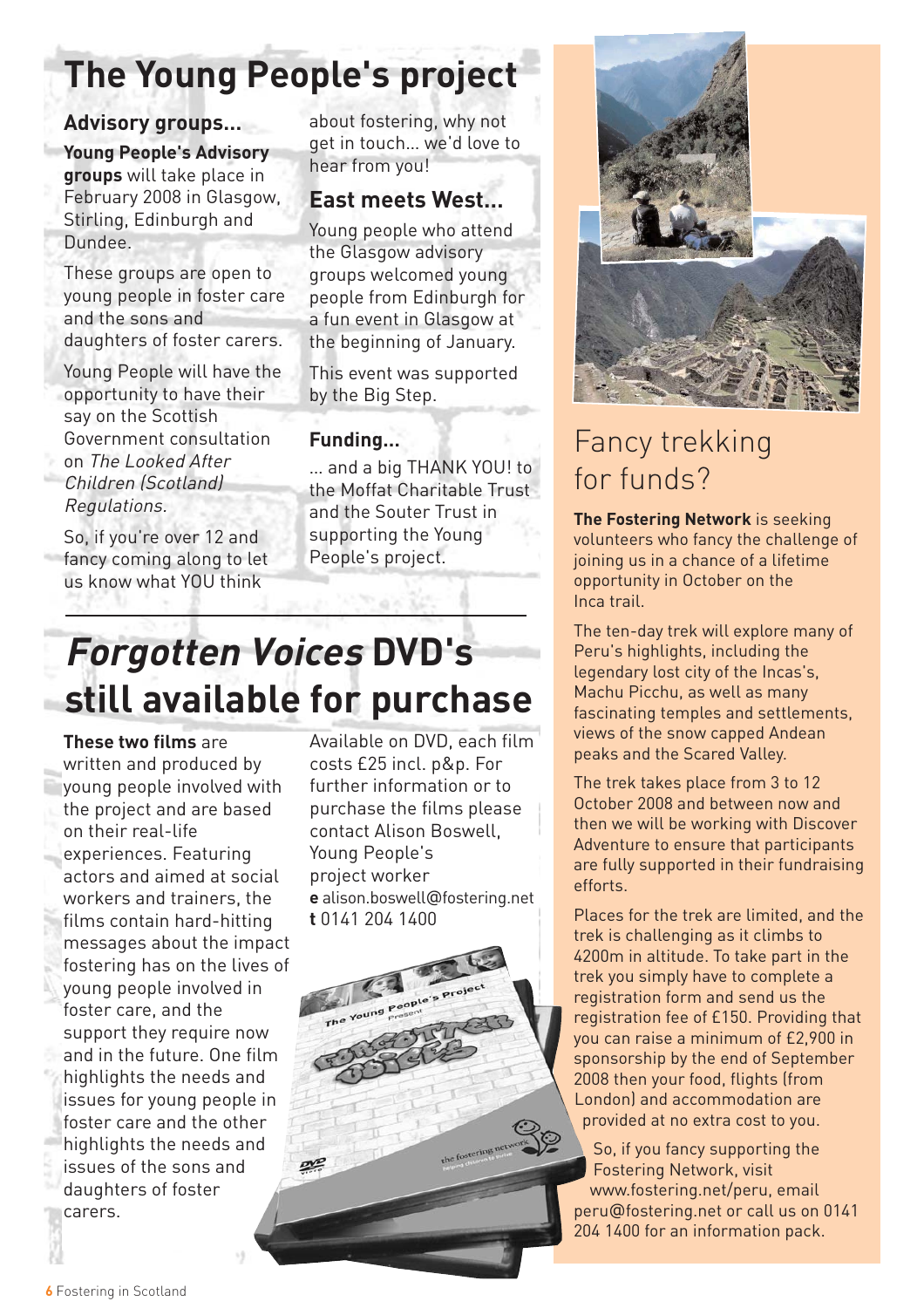# The Young People's project

## Advisory groups...

**Young People's Advisory groups** will take place in February 2008 in Glasgow, Stirling, Edinburgh and Dundee.

These groups are open to young people in foster care and the sons and daughters of foster carers.

Young People will have the opportunity to have their say on the Scottish Government consultation on *The Looked After Children (Scotland) Regulations*.

So, if you're over 12 and fancy coming along to let us know what YOU think about fostering, why not get in touch... we'd love to hear from you!

## East meets West...

Young people who attend the Glasgow advisory groups welcomed young people from Edinburgh for a fun event in Glasgow at the beginning of January.

This event was supported by the Big Step.

## Funding...

... and a big THANK YOU! to the Moffat Charitable Trust and the Souter Trust in supporting the Young People's project.

# *Forgotten Voices* DVD's still available for purchase

**These two films** are written and produced by young people involved with the project and are based on their real-life experiences. Featuring actors and aimed at social workers and trainers, the films contain hard-hitting messages about the impact fostering has on the lives of young people involved in foster care, and the support they require now and in the future. One film highlights the needs and issues for young people in foster care and the other highlights the needs and issues of the sons and daughters of foster carers.

Available on DVD, each film costs £25 incl. p&p. For further information or to purchase the films please contact Alison Boswell, Young People's project worker
**e** alison.boswell@fostering.net
**t** 0141 204 1400

# Fancy trekking for funds?

**The Fostering Network** is seeking volunteers who fancy the challenge of joining us in a chance of a lifetime opportunity in October on the Inca trail.

The ten-day trek will explore many of Peru's highlights, including the legendary lost city of the Incas's, Machu Picchu, as well as many fascinating temples and settlements, views of the snow capped Andean peaks and the Scared Valley.

The trek takes place from 3 to 12 October 2008 and between now and then we will be working with Discover Adventure to ensure that participants are fully supported in their fundraising efforts.

Places for the trek are limited, and the trek is challenging as it climbs to 4200m in altitude. To take part in the trek you simply have to complete a registration form and send us the registration fee of £150. Providing that you can raise a minimum of £2,900 in sponsorship by the end of September 2008 then your food, flights (from London) and accommodation are provided at no extra cost to you.

So, if you fancy supporting the Fostering Network, visit www.fostering.net/peru, email peru@fostering.net or call us on 0141 204 1400 for an information pack.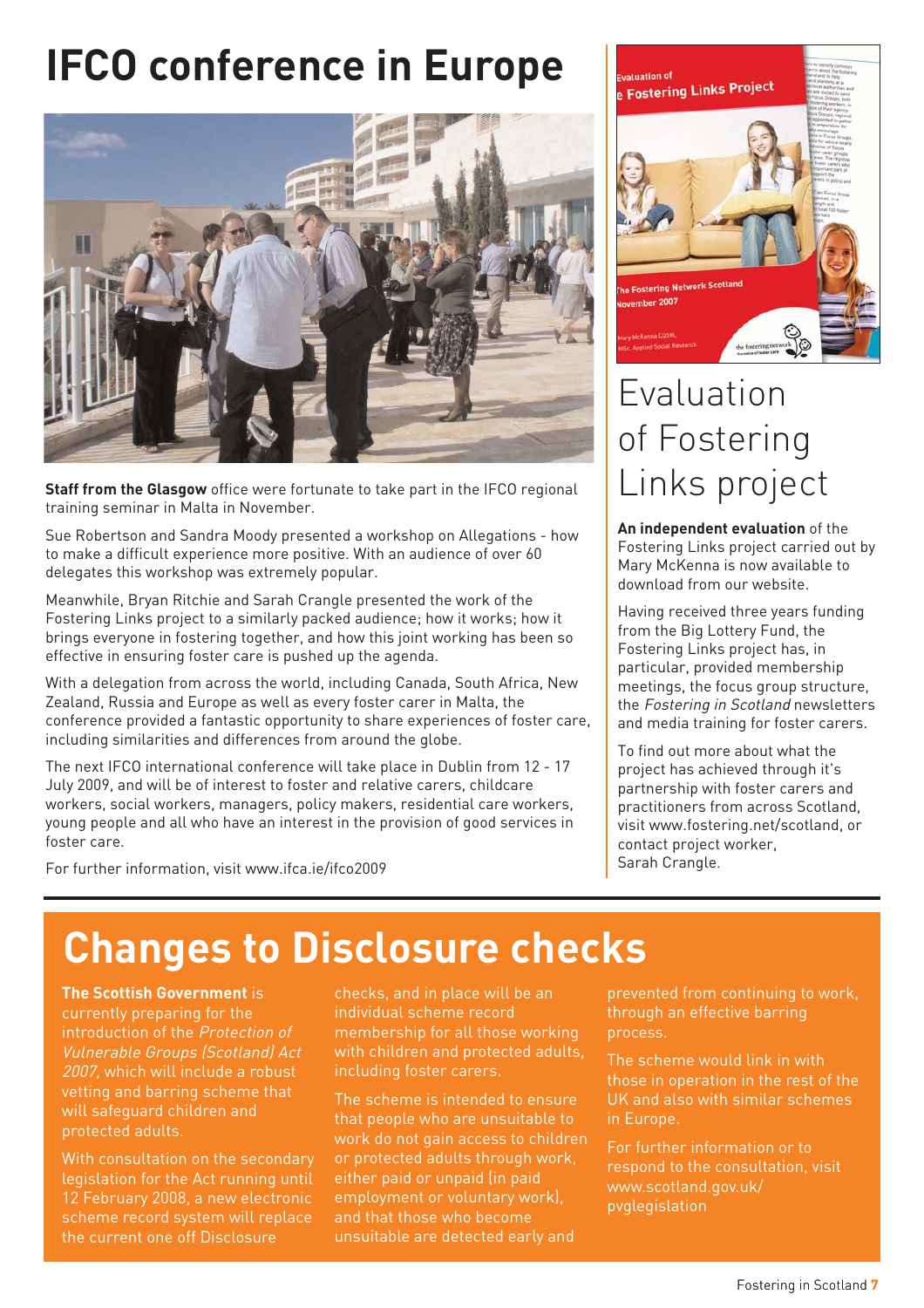# IFCO conference in Europe

**Staff from the Glasgow** office were fortunate to take part in the IFCO regional training seminar in Malta in November.

Sue Robertson and Sandra Moody presented a workshop on Allegations - how to make a difficult experience more positive. With an audience of over 60 delegates this workshop was extremely popular.

Meanwhile, Bryan Ritchie and Sarah Crangle presented the work of the Fostering Links project to a similarly packed audience; how it works; how it brings everyone in fostering together, and how this joint working has been so effective in ensuring foster care is pushed up the agenda.

With a delegation from across the world, including Canada, South Africa, New Zealand, Russia and Europe as well as every foster carer in Malta, the conference provided a fantastic opportunity to share experiences of foster care, including similarities and differences from around the globe.

The next IFCO international conference will take place in Dublin from 12 - 17 July 2009, and will be of interest to foster and relative carers, childcare workers, social workers, managers, policy makers, residential care workers, young people and all who have an interest in the provision of good services in foster care.

For further information, visit www.ifca.ie/ifco2009

# Evaluation of Fostering Links project

**An independent evaluation** of the Fostering Links project carried out by Mary McKenna is now available to download from our website.

Having received three years funding from the Big Lottery Fund, the Fostering Links project has, in particular, provided membership meetings, the focus group structure, the *Fostering in Scotland* newsletters and media training for foster carers.

To find out more about what the project has achieved through it's partnership with foster carers and practitioners from across Scotland, visit www.fostering.net/scotland, or contact project worker, Sarah Crangle.

# Changes to Disclosure checks

**The Scottish Government** is currently preparing for the introduction of the *Protection of Vulnerable Groups (Scotland) Act 2007*, which will include a robust vetting and barring scheme that will safeguard children and protected adults.

With consultation on the secondary legislation for the Act running until 12 February 2008, a new electronic scheme record system will replace the current one off Disclosure checks, and in place will be an individual scheme record membership for all those working with children and protected adults, including foster carers.

The scheme is intended to ensure that people who are unsuitable to work do not gain access to children or protected adults through work, either paid or unpaid (in paid employment or voluntary work), and that those who become unsuitable are detected early and prevented from continuing to work, through an effective barring process.

The scheme would link in with those in operation in the rest of the UK and also with similar schemes in Europe.

For further information or to respond to the consultation, visit www.scotland.gov.uk/pvglegislation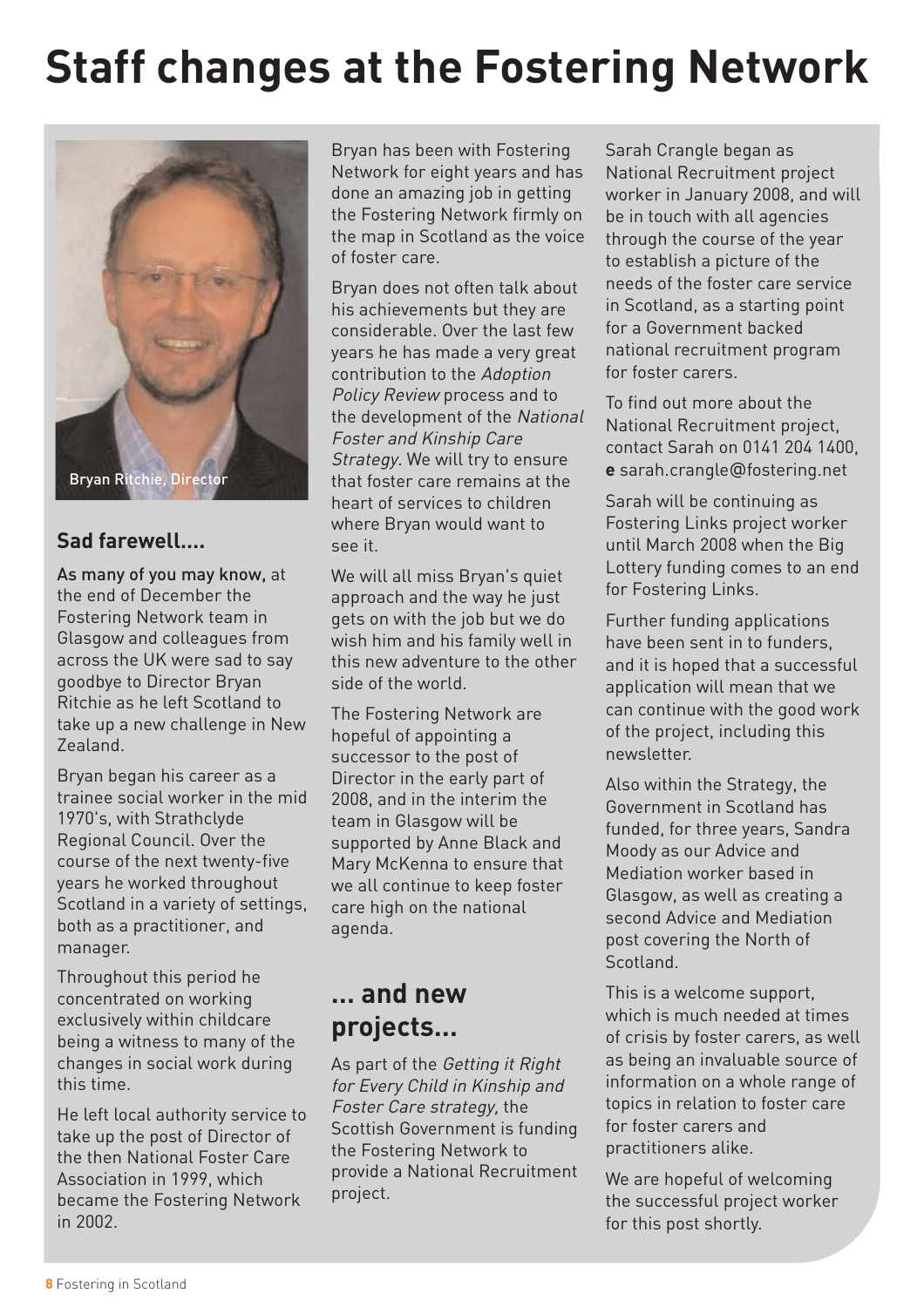# Staff changes at the Fostering Network

Bryan Ritchie, Director

## Sad farewell....

As many of you may know, at the end of December the Fostering Network team in Glasgow and colleagues from across the UK were sad to say goodbye to Director Bryan Ritchie as he left Scotland to take up a new challenge in New Zealand.

Bryan began his career as a trainee social worker in the mid 1970's, with Strathclyde Regional Council. Over the course of the next twenty-five years he worked throughout Scotland in a variety of settings, both as a practitioner, and manager.

Throughout this period he concentrated on working exclusively within childcare being a witness to many of the changes in social work during this time.

He left local authority service to take up the post of Director of the then National Foster Care Association in 1999, which became the Fostering Network in 2002.

Bryan has been with Fostering Network for eight years and has done an amazing job in getting the Fostering Network firmly on the map in Scotland as the voice of foster care.

Bryan does not often talk about his achievements but they are considerable. Over the last few years he has made a very great contribution to the *Adoption Policy Review* process and to the development of the *National Foster and Kinship Care Strategy*. We will try to ensure that foster care remains at the heart of services to children where Bryan would want to see it.

We will all miss Bryan's quiet approach and the way he just gets on with the job but we do wish him and his family well in this new adventure to the other side of the world.

The Fostering Network are hopeful of appointing a successor to the post of Director in the early part of 2008, and in the interim the team in Glasgow will be supported by Anne Black and Mary McKenna to ensure that we all continue to keep foster care high on the national agenda.

## ... and new projects...

As part of the *Getting it Right for Every Child in Kinship and Foster Care strategy,* the Scottish Government is funding the Fostering Network to provide a National Recruitment project.

Sarah Crangle began as National Recruitment project worker in January 2008, and will be in touch with all agencies through the course of the year to establish a picture of the needs of the foster care service in Scotland, as a starting point for a Government backed national recruitment program for foster carers.

To find out more about the National Recruitment project, contact Sarah on 0141 204 1400, **e** sarah.crangle@fostering.net

Sarah will be continuing as Fostering Links project worker until March 2008 when the Big Lottery funding comes to an end for Fostering Links.

Further funding applications have been sent in to funders, and it is hoped that a successful application will mean that we can continue with the good work of the project, including this newsletter.

Also within the Strategy, the Government in Scotland has funded, for three years, Sandra Moody as our Advice and Mediation worker based in Glasgow, as well as creating a second Advice and Mediation post covering the North of Scotland.

This is a welcome support, which is much needed at times of crisis by foster carers, as well as being an invaluable source of information on a whole range of topics in relation to foster care for foster carers and practitioners alike.

We are hopeful of welcoming the successful project worker for this post shortly.